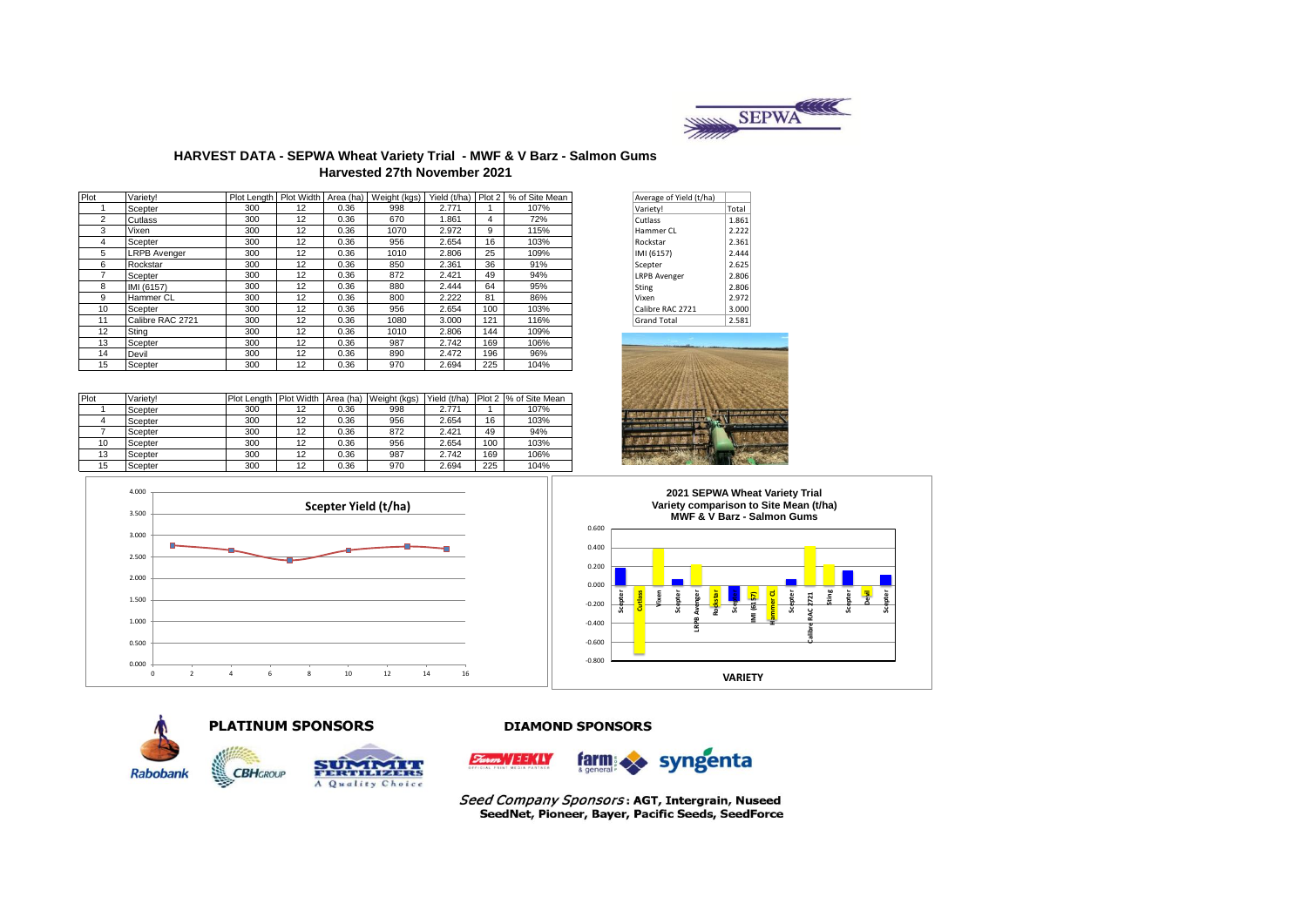# HARVEST DATA - SEPWA Wheat Variety Trial - MWF & V Barz - Salmon Gums

## Harvested 27th November 2021

| Plot | Variety! | Plot Length | Plot Width | Area (ha) | Weight (kgs) | Yield (t/ha) | Plot 2 | % of Site Mean |
|---|---|---|---|---|---|---|---|---|
| 1 | Scepter | 300 | 12 | 0.36 | 998 | 2.771 | 1 | 107% |
| 2 | Cutlass | 300 | 12 | 0.36 | 670 | 1.861 | 4 | 72% |
| 3 | Vixen | 300 | 12 | 0.36 | 1070 | 2.972 | 9 | 115% |
| 4 | Scepter | 300 | 12 | 0.36 | 956 | 2.654 | 16 | 103% |
| 5 | LRPB Avenger | 300 | 12 | 0.36 | 1010 | 2.806 | 25 | 109% |
| 6 | Rockstar | 300 | 12 | 0.36 | 850 | 2.361 | 36 | 91% |
| 7 | Scepter | 300 | 12 | 0.36 | 872 | 2.421 | 49 | 94% |
| 8 | IMI (6157) | 300 | 12 | 0.36 | 880 | 2.444 | 64 | 95% |
| 9 | Hammer CL | 300 | 12 | 0.36 | 800 | 2.222 | 81 | 86% |
| 10 | Scepter | 300 | 12 | 0.36 | 956 | 2.654 | 100 | 103% |
| 11 | Calibre RAC 2721 | 300 | 12 | 0.36 | 1080 | 3.000 | 121 | 116% |
| 12 | Sting | 300 | 12 | 0.36 | 1010 | 2.806 | 144 | 109% |
| 13 | Scepter | 300 | 12 | 0.36 | 987 | 2.742 | 169 | 106% |
| 14 | Devil | 300 | 12 | 0.36 | 890 | 2.472 | 196 | 96% |
| 15 | Scepter | 300 | 12 | 0.36 | 970 | 2.694 | 225 | 104% |

| Average of Yield (t/ha) | |
|---|---|
| Variety! | Total |
| Cutlass | 1.861 |
| Hammer CL | 2.222 |
| Rockstar | 2.361 |
| IMI (6157) | 2.444 |
| Scepter | 2.625 |
| LRPB Avenger | 2.806 |
| Sting | 2.806 |
| Vixen | 2.972 |
| Calibre RAC 2721 | 3.000 |
| Grand Total | 2.581 |

| Plot | Variety! | Plot Length | Plot Width | Area (ha) | Weight (kgs) | Yield (t/ha) | Plot 2 | % of Site Mean |
|---|---|---|---|---|---|---|---|---|
| 1 | Scepter | 300 | 12 | 0.36 | 998 | 2.771 | 1 | 107% |
| 4 | Scepter | 300 | 12 | 0.36 | 956 | 2.654 | 16 | 103% |
| 7 | Scepter | 300 | 12 | 0.36 | 872 | 2.421 | 49 | 94% |
| 10 | Scepter | 300 | 12 | 0.36 | 956 | 2.654 | 100 | 103% |
| 13 | Scepter | 300 | 12 | 0.36 | 987 | 2.742 | 169 | 106% |
| 15 | Scepter | 300 | 12 | 0.36 | 970 | 2.694 | 225 | 104% |

**Scepter Yield (t/ha)**

**2021 SEPWA Wheat Variety Trial**
**Variety comparison to Site Mean (t/ha)**
**MWF & V Barz - Salmon Gums**

VARIETY

**PLATINUM SPONSORS**

Rabobank, CBH Group, Summit Fertilizers – A Quality Choice

**DIAMOND SPONSORS**

Farm Weekly, farm & general, syngenta

*Seed Company Sponsors*: **AGT, Intergrain, Nuseed, SeedNet, Pioneer, Bayer, Pacific Seeds, SeedForce**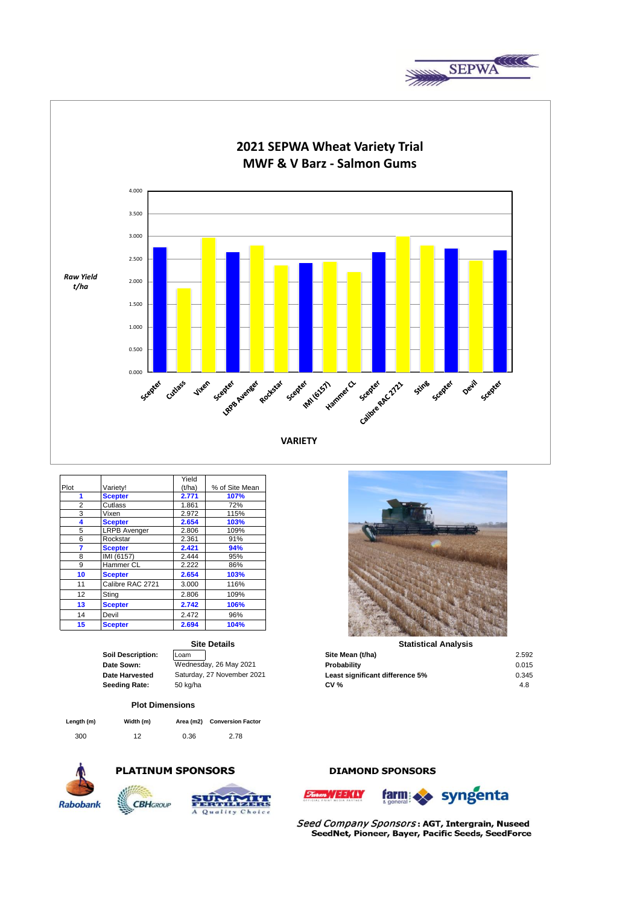SEPWA

# 2021 SEPWA Wheat Variety Trial
## MWF & V Barz - Salmon Gums

Raw Yield t/ha

VARIETY

| Plot | Variety! | Yield (t/ha) | % of Site Mean |
|---|---|---|---|
| **1** | **Scepter** | **2.771** | **107%** |
| 2 | Cutlass | 1.861 | 72% |
| 3 | Vixen | 2.972 | 115% |
| **4** | **Scepter** | **2.654** | **103%** |
| 5 | LRPB Avenger | 2.806 | 109% |
| 6 | Rockstar | 2.361 | 91% |
| **7** | **Scepter** | **2.421** | **94%** |
| 8 | IMI (6157) | 2.444 | 95% |
| 9 | Hammer CL | 2.222 | 86% |
| **10** | **Scepter** | **2.654** | **103%** |
| 11 | Calibre RAC 2721 | 3.000 | 116% |
| 12 | Sting | 2.806 | 109% |
| **13** | **Scepter** | **2.742** | **106%** |
| 14 | Devil | 2.472 | 96% |
| **15** | **Scepter** | **2.694** | **104%** |

### Site Details

| | |
|---|---|
| **Soil Description:** | Loam |
| **Date Sown:** | Wednesday, 26 May 2021 |
| **Date Harvested** | Saturday, 27 November 2021 |
| **Seeding Rate:** | 50 kg/ha |

### Statistical Analysis

| | |
|---|---|
| **Site Mean (t/ha)** | 2.592 |
| **Probability** | 0.015 |
| **Least significant difference 5%** | 0.345 |
| **CV %** | 4.8 |

### Plot Dimensions

| Length (m) | Width (m) | Area (m2) | Conversion Factor |
|---|---|---|---|
| 300 | 12 | 0.36 | 2.78 |

**PLATINUM SPONSORS**

Rabobank, CBH Group, Summit Fertilizers

**DIAMOND SPONSORS**

Farm Weekly, farm & general, syngenta

*Seed Company Sponsors*: **AGT, Intergrain, Nuseed SeedNet, Pioneer, Bayer, Pacific Seeds, SeedForce**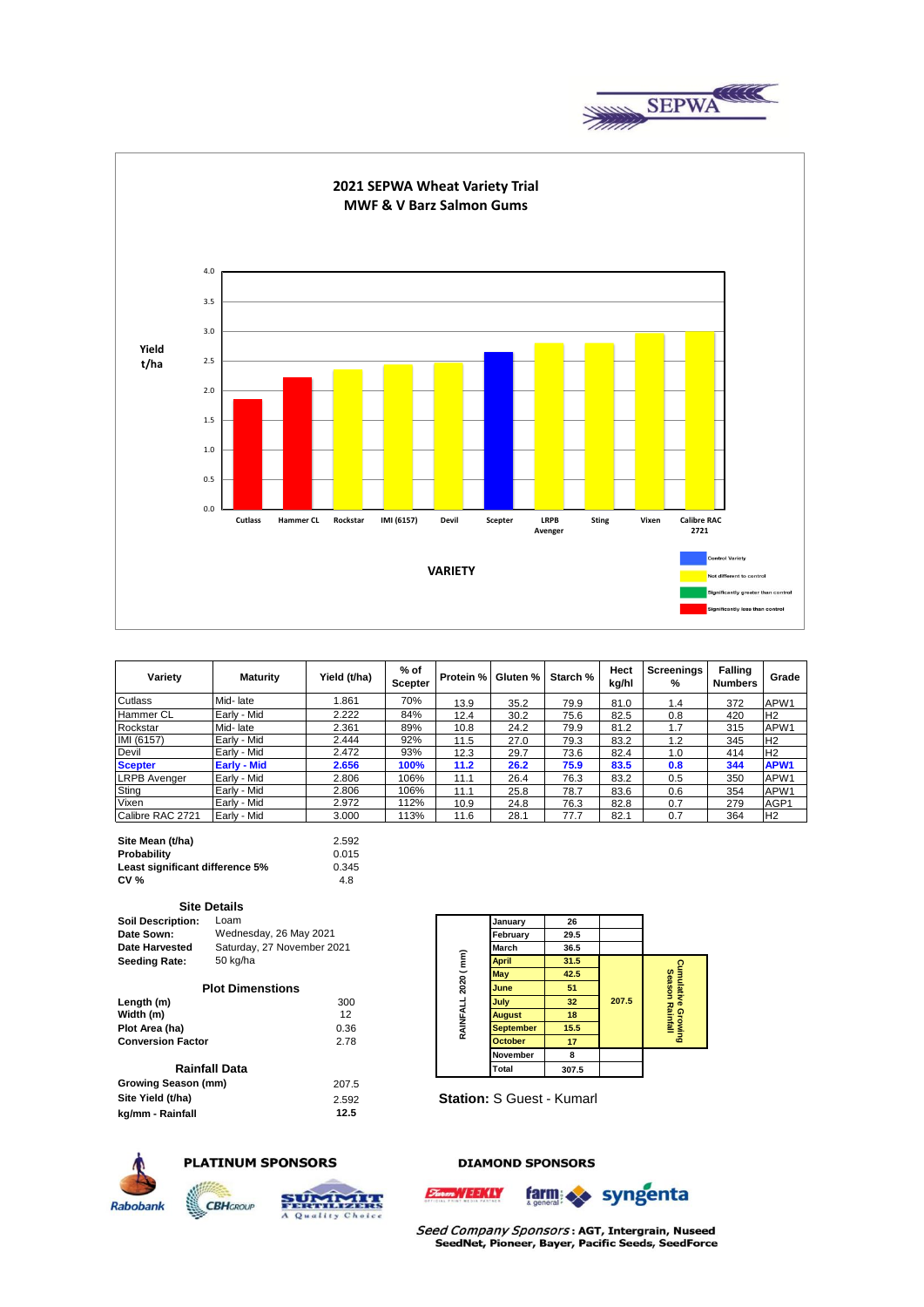SEPWA

## 2021 SEPWA Wheat Variety Trial
## MWF & V Barz Salmon Gums

Yield t/ha

4.0
3.5
3.0
2.5
2.0
1.5
1.0
0.5
0.0

Cutlass, Hammer CL, Rockstar, IMI (6157), Devil, Scepter, LRPB Avenger, Sting, Vixen, Calibre RAC 2721

VARIETY

Control Variety
Not different to control
Significantly greater than control
Significantly less than control

| Variety | Maturity | Yield (t/ha) | % of Scepter | Protein % | Gluten % | Starch % | Hect kg/hl | Screenings % | Falling Numbers | Grade |
|---|---|---|---|---|---|---|---|---|---|---|
| Cutlass | Mid- late | 1.861 | 70% | 13.9 | 35.2 | 79.9 | 81.0 | 1.4 | 372 | APW1 |
| Hammer CL | Early - Mid | 2.222 | 84% | 12.4 | 30.2 | 75.6 | 82.5 | 0.8 | 420 | H2 |
| Rockstar | Mid- late | 2.361 | 89% | 10.8 | 24.2 | 79.9 | 81.2 | 1.7 | 315 | APW1 |
| IMI (6157) | Early - Mid | 2.444 | 92% | 11.5 | 27.0 | 79.3 | 83.2 | 1.2 | 345 | H2 |
| Devil | Early - Mid | 2.472 | 93% | 12.3 | 29.7 | 73.6 | 82.4 | 1.0 | 414 | H2 |
| **Scepter** | **Early - Mid** | **2.656** | **100%** | **11.2** | **26.2** | **75.9** | **83.5** | **0.8** | **344** | **APW1** |
| LRPB Avenger | Early - Mid | 2.806 | 106% | 11.1 | 26.4 | 76.3 | 83.2 | 0.5 | 350 | APW1 |
| Sting | Early - Mid | 2.806 | 106% | 11.1 | 25.8 | 78.7 | 83.6 | 0.6 | 354 | APW1 |
| Vixen | Early - Mid | 2.972 | 112% | 10.9 | 24.8 | 76.3 | 82.8 | 0.7 | 279 | AGP1 |
| Calibre RAC 2721 | Early - Mid | 3.000 | 113% | 11.6 | 28.1 | 77.7 | 82.1 | 0.7 | 364 | H2 |

| | |
|---|---|
| **Site Mean (t/ha)** | 2.592 |
| **Probability** | 0.015 |
| **Least significant difference 5%** | 0.345 |
| **CV %** | 4.8 |

### Site Details

| | |
|---|---|
| **Soil Description:** | Loam |
| **Date Sown:** | Wednesday, 26 May 2021 |
| **Date Harvested** | Saturday, 27 November 2021 |
| **Seeding Rate:** | 50 kg/ha |

### Plot Dimenstions

| | |
|---|---|
| **Length (m)** | 300 |
| **Width (m)** | 12 |
| **Plot Area (ha)** | 0.36 |
| **Conversion Factor** | 2.78 |

### Rainfall Data

| | |
|---|---|
| **Growing Season (mm)** | 207.5 |
| **Site Yield (t/ha)** | 2.592 |
| **kg/mm - Rainfall** | **12.5** |

RAINFALL 2020 ( mm)

| Month | mm | Cumulative Growing Season Rainfall |
|---|---|---|
| January | 26 | |
| February | 29.5 | |
| March | 36.5 | |
| April | 31.5 | 207.5 |
| May | 42.5 | |
| June | 51 | |
| July | 32 | |
| August | 18 | |
| September | 15.5 | |
| October | 17 | |
| November | 8 | |
| Total | 307.5 | |

**Station:** S Guest - Kumarl

**PLATINUM SPONSORS**

Rabobank, CBH Group, Summit Fertilizers

**DIAMOND SPONSORS**

Farm Weekly, farm & general, syngenta

*Seed Company Sponsors*: **AGT, Intergrain, Nuseed**
**SeedNet, Pioneer, Bayer, Pacific Seeds, SeedForce**